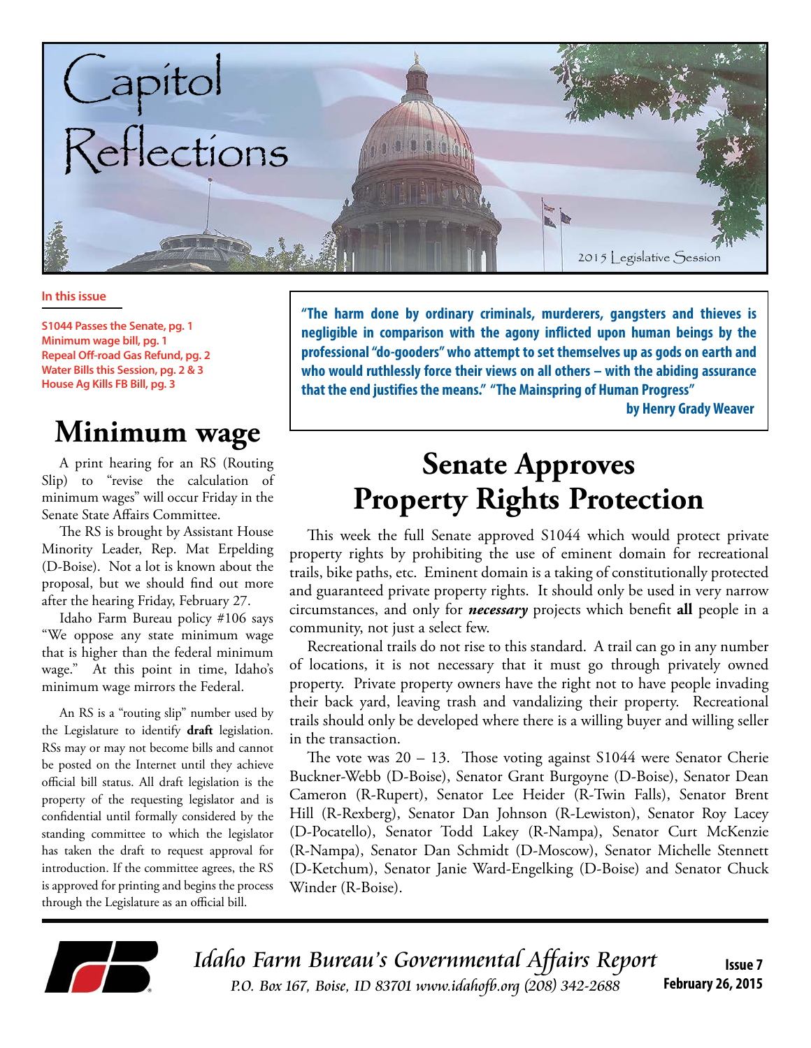# Capitol Reflections

2015 Legislative Session

**In this issue**

**S1044 Passes the Senate, pg. 1**
**Minimum wage bill, pg. 1**
**Repeal Off-road Gas Refund, pg. 2**
**Water Bills this Session, pg. 2 & 3**
**House Ag Kills FB Bill, pg. 3**

## Minimum wage

A print hearing for an RS (Routing Slip) to "revise the calculation of minimum wages" will occur Friday in the Senate State Affairs Committee.

The RS is brought by Assistant House Minority Leader, Rep. Mat Erpelding (D-Boise). Not a lot is known about the proposal, but we should find out more after the hearing Friday, February 27.

Idaho Farm Bureau policy #106 says "We oppose any state minimum wage that is higher than the federal minimum wage." At this point in time, Idaho's minimum wage mirrors the Federal.

An RS is a "routing slip" number used by the Legislature to identify **draft** legislation. RSs may or may not become bills and cannot be posted on the Internet until they achieve official bill status. All draft legislation is the property of the requesting legislator and is confidential until formally considered by the standing committee to which the legislator has taken the draft to request approval for introduction. If the committee agrees, the RS is approved for printing and begins the process through the Legislature as an official bill.

**"The harm done by ordinary criminals, murderers, gangsters and thieves is negligible in comparison with the agony inflicted upon human beings by the professional "do-gooders" who attempt to set themselves up as gods on earth and who would ruthlessly force their views on all others – with the abiding assurance that the end justifies the means." "The Mainspring of Human Progress"**

**by Henry Grady Weaver**

## Senate Approves Property Rights Protection

This week the full Senate approved S1044 which would protect private property rights by prohibiting the use of eminent domain for recreational trails, bike paths, etc. Eminent domain is a taking of constitutionally protected and guaranteed private property rights. It should only be used in very narrow circumstances, and only for ***necessary*** projects which benefit **all** people in a community, not just a select few.

Recreational trails do not rise to this standard. A trail can go in any number of locations, it is not necessary that it must go through privately owned property. Private property owners have the right not to have people invading their back yard, leaving trash and vandalizing their property. Recreational trails should only be developed where there is a willing buyer and willing seller in the transaction.

The vote was 20 – 13. Those voting against S1044 were Senator Cherie Buckner-Webb (D-Boise), Senator Grant Burgoyne (D-Boise), Senator Dean Cameron (R-Rupert), Senator Lee Heider (R-Twin Falls), Senator Brent Hill (R-Rexberg), Senator Dan Johnson (R-Lewiston), Senator Roy Lacey (D-Pocatello), Senator Todd Lakey (R-Nampa), Senator Curt McKenzie (R-Nampa), Senator Dan Schmidt (D-Moscow), Senator Michelle Stennett (D-Ketchum), Senator Janie Ward-Engelking (D-Boise) and Senator Chuck Winder (R-Boise).

*Idaho Farm Bureau's Governmental Affairs Report*
*P.O. Box 167, Boise, ID 83701 www.idahofb.org (208) 342-2688*

**Issue 7**
**February 26, 2015**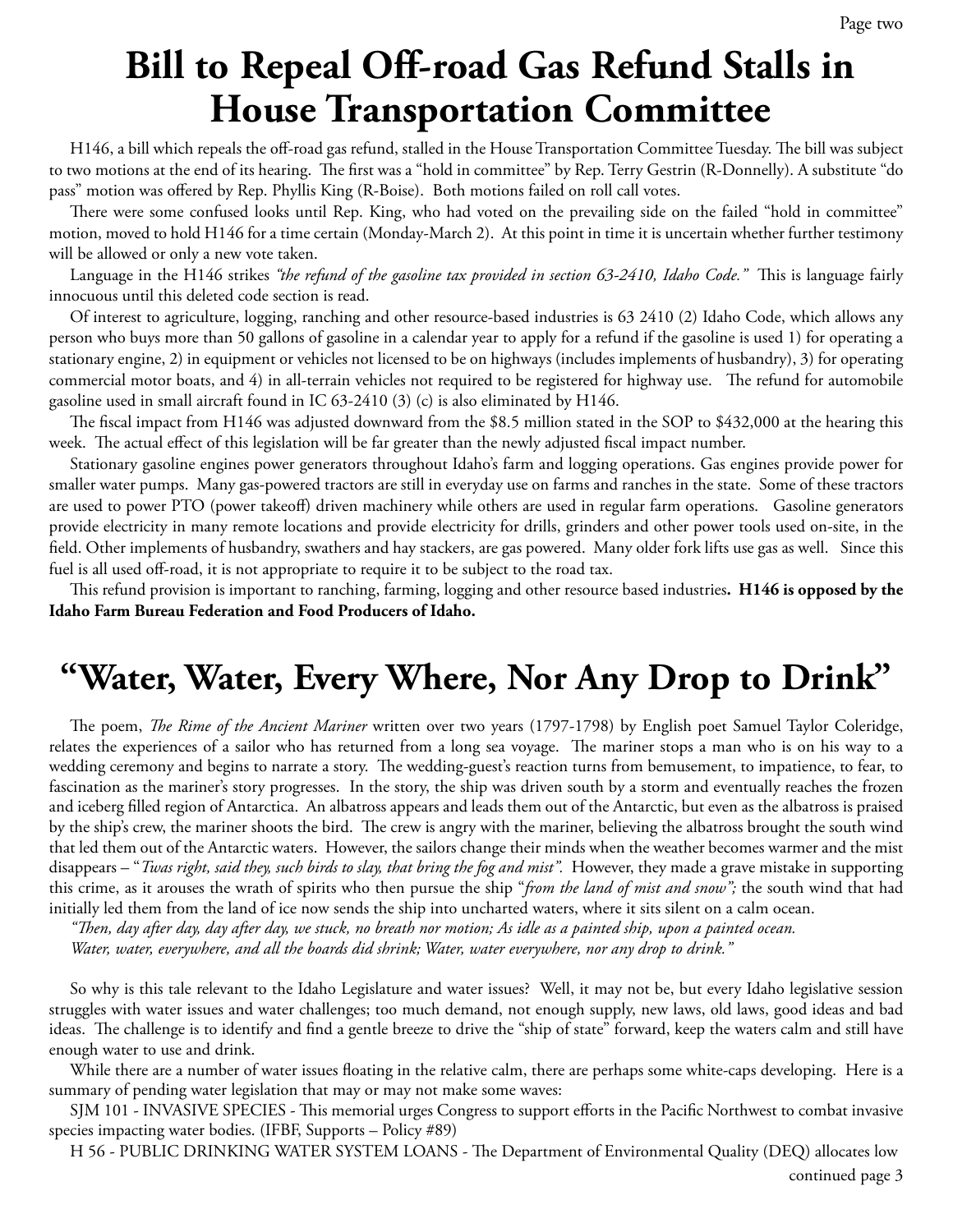# Bill to Repeal Off-road Gas Refund Stalls in House Transportation Committee

H146, a bill which repeals the off-road gas refund, stalled in the House Transportation Committee Tuesday. The bill was subject to two motions at the end of its hearing. The first was a "hold in committee" by Rep. Terry Gestrin (R-Donnelly). A substitute "do pass" motion was offered by Rep. Phyllis King (R-Boise). Both motions failed on roll call votes.

There were some confused looks until Rep. King, who had voted on the prevailing side on the failed "hold in committee" motion, moved to hold H146 for a time certain (Monday-March 2). At this point in time it is uncertain whether further testimony will be allowed or only a new vote taken.

Language in the H146 strikes *"the refund of the gasoline tax provided in section 63-2410, Idaho Code."* This is language fairly innocuous until this deleted code section is read.

Of interest to agriculture, logging, ranching and other resource-based industries is 63 2410 (2) Idaho Code, which allows any person who buys more than 50 gallons of gasoline in a calendar year to apply for a refund if the gasoline is used 1) for operating a stationary engine, 2) in equipment or vehicles not licensed to be on highways (includes implements of husbandry), 3) for operating commercial motor boats, and 4) in all-terrain vehicles not required to be registered for highway use. The refund for automobile gasoline used in small aircraft found in IC 63-2410 (3) (c) is also eliminated by H146.

The fiscal impact from H146 was adjusted downward from the $8.5 million stated in the SOP to $432,000 at the hearing this week. The actual effect of this legislation will be far greater than the newly adjusted fiscal impact number.

Stationary gasoline engines power generators throughout Idaho's farm and logging operations. Gas engines provide power for smaller water pumps. Many gas-powered tractors are still in everyday use on farms and ranches in the state. Some of these tractors are used to power PTO (power takeoff) driven machinery while others are used in regular farm operations. Gasoline generators provide electricity in many remote locations and provide electricity for drills, grinders and other power tools used on-site, in the field. Other implements of husbandry, swathers and hay stackers, are gas powered. Many older fork lifts use gas as well. Since this fuel is all used off-road, it is not appropriate to require it to be subject to the road tax.

This refund provision is important to ranching, farming, logging and other resource based industries**. H146 is opposed by the Idaho Farm Bureau Federation and Food Producers of Idaho.**

# "Water, Water, Every Where, Nor Any Drop to Drink"

The poem, *The Rime of the Ancient Mariner* written over two years (1797-1798) by English poet Samuel Taylor Coleridge, relates the experiences of a sailor who has returned from a long sea voyage. The mariner stops a man who is on his way to a wedding ceremony and begins to narrate a story. The wedding-guest's reaction turns from bemusement, to impatience, to fear, to fascination as the mariner's story progresses. In the story, the ship was driven south by a storm and eventually reaches the frozen and iceberg filled region of Antarctica. An albatross appears and leads them out of the Antarctic, but even as the albatross is praised by the ship's crew, the mariner shoots the bird. The crew is angry with the mariner, believing the albatross brought the south wind that led them out of the Antarctic waters. However, the sailors change their minds when the weather becomes warmer and the mist disappears – "*Twas right, said they, such birds to slay, that bring the fog and mist".* However, they made a grave mistake in supporting this crime, as it arouses the wrath of spirits who then pursue the ship "*from the land of mist and snow";* the south wind that had initially led them from the land of ice now sends the ship into uncharted waters, where it sits silent on a calm ocean.

*"Then, day after day, day after day, we stuck, no breath nor motion; As idle as a painted ship, upon a painted ocean.*
*Water, water, everywhere, and all the boards did shrink; Water, water everywhere, nor any drop to drink."*

So why is this tale relevant to the Idaho Legislature and water issues? Well, it may not be, but every Idaho legislative session struggles with water issues and water challenges; too much demand, not enough supply, new laws, old laws, good ideas and bad ideas. The challenge is to identify and find a gentle breeze to drive the "ship of state" forward, keep the waters calm and still have enough water to use and drink.

While there are a number of water issues floating in the relative calm, there are perhaps some white-caps developing. Here is a summary of pending water legislation that may or may not make some waves:

SJM 101 - INVASIVE SPECIES - This memorial urges Congress to support efforts in the Pacific Northwest to combat invasive species impacting water bodies. (IFBF, Supports – Policy #89)

H 56 - PUBLIC DRINKING WATER SYSTEM LOANS - The Department of Environmental Quality (DEQ) allocates low

continued page 3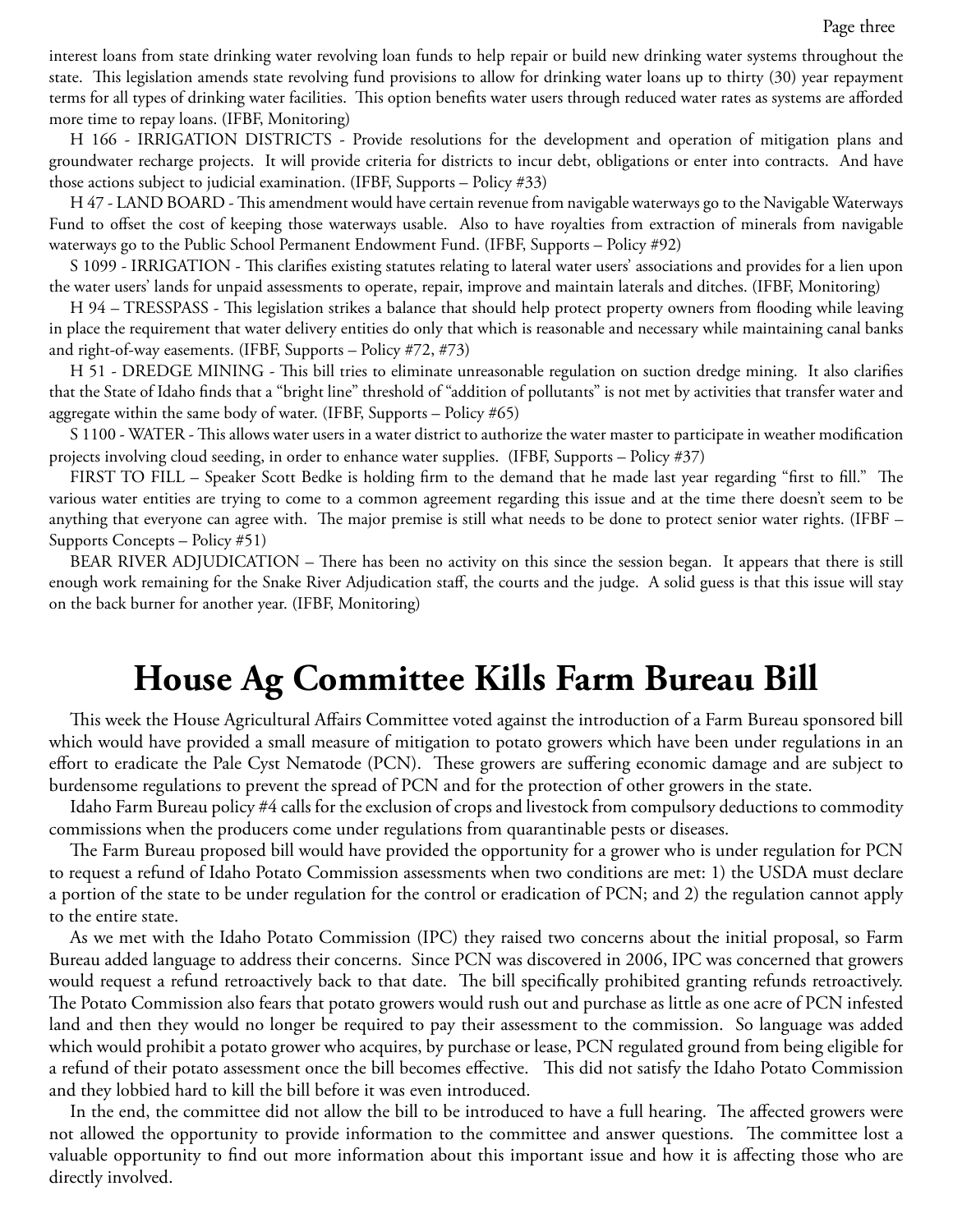interest loans from state drinking water revolving loan funds to help repair or build new drinking water systems throughout the state. This legislation amends state revolving fund provisions to allow for drinking water loans up to thirty (30) year repayment terms for all types of drinking water facilities. This option benefits water users through reduced water rates as systems are afforded more time to repay loans. (IFBF, Monitoring)

H 166 - IRRIGATION DISTRICTS - Provide resolutions for the development and operation of mitigation plans and groundwater recharge projects. It will provide criteria for districts to incur debt, obligations or enter into contracts. And have those actions subject to judicial examination. (IFBF, Supports – Policy #33)

H 47 - LAND BOARD - This amendment would have certain revenue from navigable waterways go to the Navigable Waterways Fund to offset the cost of keeping those waterways usable. Also to have royalties from extraction of minerals from navigable waterways go to the Public School Permanent Endowment Fund. (IFBF, Supports – Policy #92)

S 1099 - IRRIGATION - This clarifies existing statutes relating to lateral water users' associations and provides for a lien upon the water users' lands for unpaid assessments to operate, repair, improve and maintain laterals and ditches. (IFBF, Monitoring)

H 94 – TRESSPASS - This legislation strikes a balance that should help protect property owners from flooding while leaving in place the requirement that water delivery entities do only that which is reasonable and necessary while maintaining canal banks and right-of-way easements. (IFBF, Supports – Policy #72, #73)

H 51 - DREDGE MINING - This bill tries to eliminate unreasonable regulation on suction dredge mining. It also clarifies that the State of Idaho finds that a "bright line" threshold of "addition of pollutants" is not met by activities that transfer water and aggregate within the same body of water. (IFBF, Supports – Policy #65)

S 1100 - WATER - This allows water users in a water district to authorize the water master to participate in weather modification projects involving cloud seeding, in order to enhance water supplies. (IFBF, Supports – Policy #37)

FIRST TO FILL – Speaker Scott Bedke is holding firm to the demand that he made last year regarding "first to fill." The various water entities are trying to come to a common agreement regarding this issue and at the time there doesn't seem to be anything that everyone can agree with. The major premise is still what needs to be done to protect senior water rights. (IFBF – Supports Concepts – Policy #51)

BEAR RIVER ADJUDICATION – There has been no activity on this since the session began. It appears that there is still enough work remaining for the Snake River Adjudication staff, the courts and the judge. A solid guess is that this issue will stay on the back burner for another year. (IFBF, Monitoring)

# House Ag Committee Kills Farm Bureau Bill

This week the House Agricultural Affairs Committee voted against the introduction of a Farm Bureau sponsored bill which would have provided a small measure of mitigation to potato growers which have been under regulations in an effort to eradicate the Pale Cyst Nematode (PCN). These growers are suffering economic damage and are subject to burdensome regulations to prevent the spread of PCN and for the protection of other growers in the state.

Idaho Farm Bureau policy #4 calls for the exclusion of crops and livestock from compulsory deductions to commodity commissions when the producers come under regulations from quarantinable pests or diseases.

The Farm Bureau proposed bill would have provided the opportunity for a grower who is under regulation for PCN to request a refund of Idaho Potato Commission assessments when two conditions are met: 1) the USDA must declare a portion of the state to be under regulation for the control or eradication of PCN; and 2) the regulation cannot apply to the entire state.

As we met with the Idaho Potato Commission (IPC) they raised two concerns about the initial proposal, so Farm Bureau added language to address their concerns. Since PCN was discovered in 2006, IPC was concerned that growers would request a refund retroactively back to that date. The bill specifically prohibited granting refunds retroactively. The Potato Commission also fears that potato growers would rush out and purchase as little as one acre of PCN infested land and then they would no longer be required to pay their assessment to the commission. So language was added which would prohibit a potato grower who acquires, by purchase or lease, PCN regulated ground from being eligible for a refund of their potato assessment once the bill becomes effective. This did not satisfy the Idaho Potato Commission and they lobbied hard to kill the bill before it was even introduced.

In the end, the committee did not allow the bill to be introduced to have a full hearing. The affected growers were not allowed the opportunity to provide information to the committee and answer questions. The committee lost a valuable opportunity to find out more information about this important issue and how it is affecting those who are directly involved.